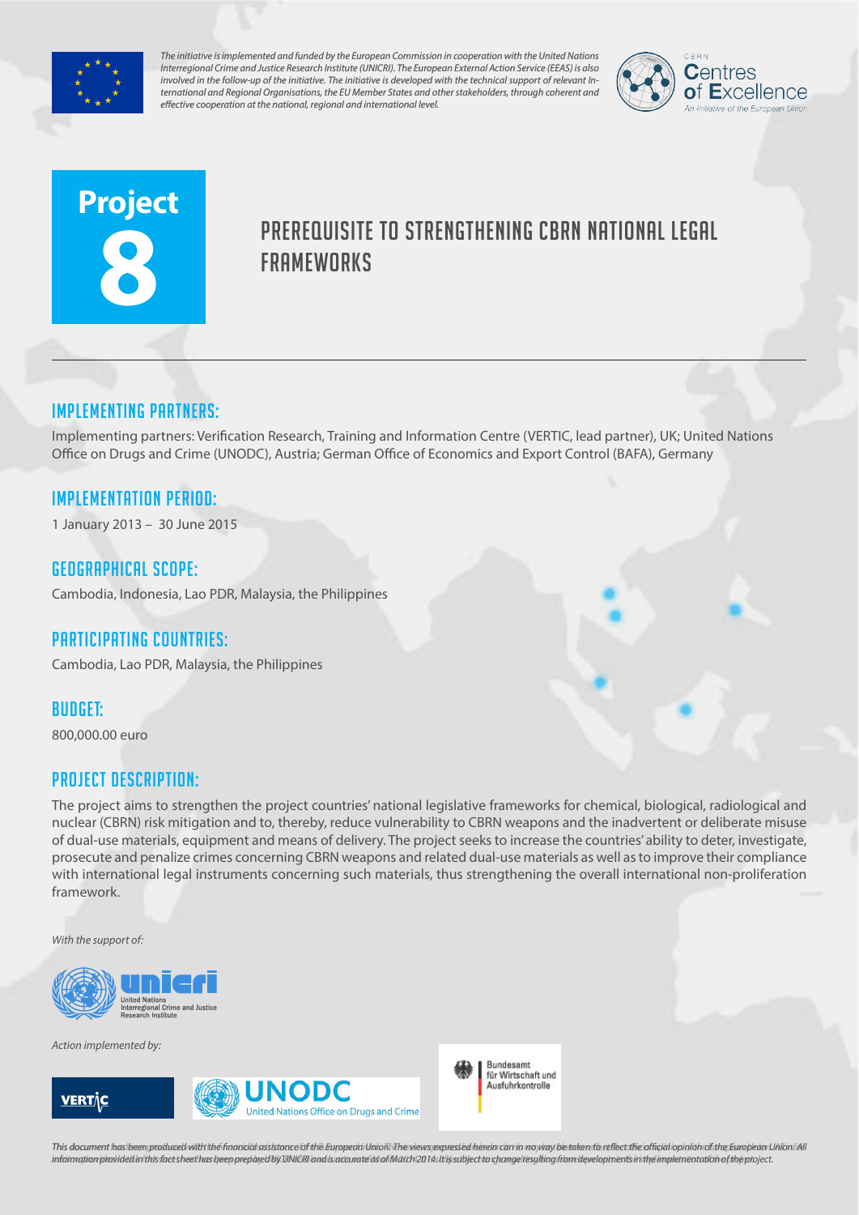*The initiative is implemented and funded by the European Commission in cooperation with the United Nations Interregional Crime and Justice Research Institute (UNICRI). The European External Action Service (EEAS) is also involved in the follow-up of the initiative. The initiative is developed with the technical support of relevant International and Regional Organisations, the EU Member States and other stakeholders, through coherent and effective cooperation at the national, regional and international level.*

CBRN Centres of Excellence
An initiative of the European Union

**Project 8**

# PREREQUISITE TO STRENGTHENING CBRN NATIONAL LEGAL FRAMEWORKS

## IMPLEMENTING PARTNERS:

Implementing partners: Verification Research, Training and Information Centre (VERTIC, lead partner), UK; United Nations Office on Drugs and Crime (UNODC), Austria; German Office of Economics and Export Control (BAFA), Germany

## IMPLEMENTATION PERIOD:

1 January 2013 – 30 June 2015

## GEOGRAPHICAL SCOPE:

Cambodia, Indonesia, Lao PDR, Malaysia, the Philippines

## PARTICIPATING COUNTRIES:

Cambodia, Lao PDR, Malaysia, the Philippines

## BUDGET:

800,000.00 euro

## PROJECT DESCRIPTION:

The project aims to strengthen the project countries' national legislative frameworks for chemical, biological, radiological and nuclear (CBRN) risk mitigation and to, thereby, reduce vulnerability to CBRN weapons and the inadvertent or deliberate misuse of dual-use materials, equipment and means of delivery. The project seeks to increase the countries' ability to deter, investigate, prosecute and penalize crimes concerning CBRN weapons and related dual-use materials as well as to improve their compliance with international legal instruments concerning such materials, thus strengthening the overall international non-proliferation framework.

*With the support of:*

unicri — United Nations Interregional Crime and Justice Research Institute

*Action implemented by:*

VERTIC

UNODC — United Nations Office on Drugs and Crime

Bundesamt für Wirtschaft und Ausfuhrkontrolle

*This document has been produced with the financial assistance of the European Union. The views expressed herein can in no way be taken to reflect the official opinion of the European Union. All information provided in this fact sheet has been prepared by UNICRI and is accurate as of March 2014. It is subject to change resulting from developments in the implementation of the project.*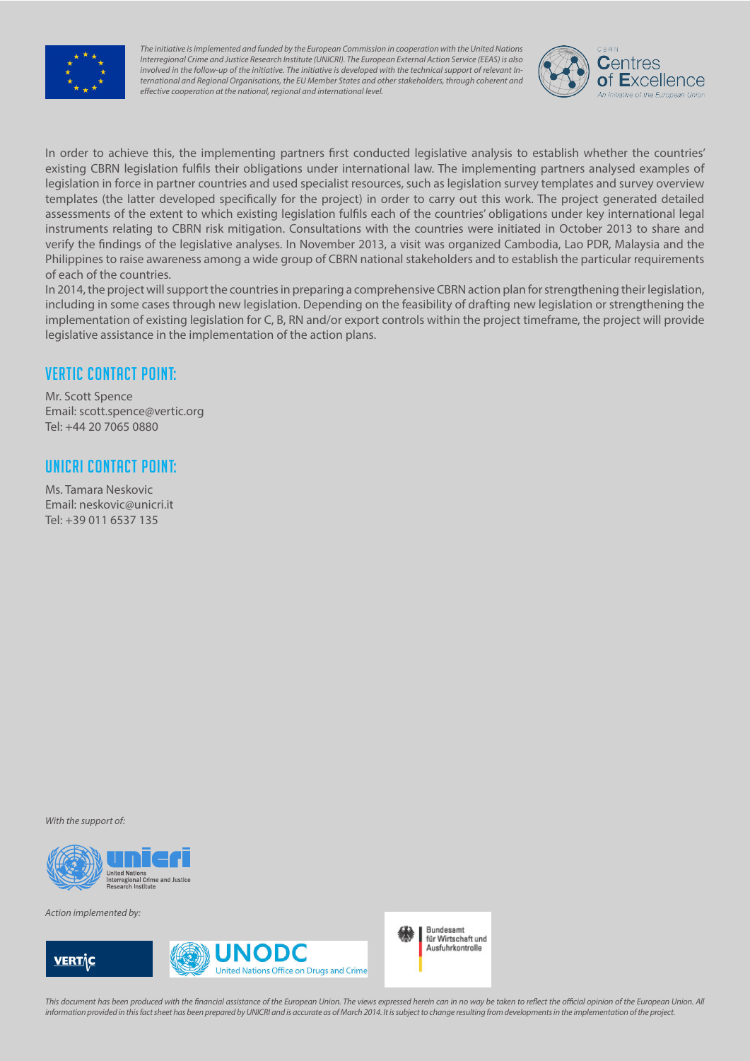*The initiative is implemented and funded by the European Commission in cooperation with the United Nations Interregional Crime and Justice Research Institute (UNICRI). The European External Action Service (EEAS) is also involved in the follow-up of the initiative. The initiative is developed with the technical support of relevant International and Regional Organisations, the EU Member States and other stakeholders, through coherent and effective cooperation at the national, regional and international level.*

CBRN Centres of Excellence — An initiative of the European Union

In order to achieve this, the implementing partners first conducted legislative analysis to establish whether the countries' existing CBRN legislation fulfils their obligations under international law. The implementing partners analysed examples of legislation in force in partner countries and used specialist resources, such as legislation survey templates and survey overview templates (the latter developed specifically for the project) in order to carry out this work. The project generated detailed assessments of the extent to which existing legislation fulfils each of the countries' obligations under key international legal instruments relating to CBRN risk mitigation. Consultations with the countries were initiated in October 2013 to share and verify the findings of the legislative analyses. In November 2013, a visit was organized Cambodia, Lao PDR, Malaysia and the Philippines to raise awareness among a wide group of CBRN national stakeholders and to establish the particular requirements of each of the countries.

In 2014, the project will support the countries in preparing a comprehensive CBRN action plan for strengthening their legislation, including in some cases through new legislation. Depending on the feasibility of drafting new legislation or strengthening the implementation of existing legislation for C, B, RN and/or export controls within the project timeframe, the project will provide legislative assistance in the implementation of the action plans.

## VERTIC CONTACT POINT:

Mr. Scott Spence
Email: scott.spence@vertic.org
Tel: +44 20 7065 0880

## UNICRI CONTACT POINT:

Ms. Tamara Neskovic
Email: neskovic@unicri.it
Tel: +39 011 6537 135

*With the support of:*

unicri — United Nations Interregional Crime and Justice Research Institute

*Action implemented by:*

VERTIC

UNODC — United Nations Office on Drugs and Crime

Bundesamt für Wirtschaft und Ausfuhrkontrolle

*This document has been produced with the financial assistance of the European Union. The views expressed herein can in no way be taken to reflect the official opinion of the European Union. All information provided in this fact sheet has been prepared by UNICRI and is accurate as of March 2014. It is subject to change resulting from developments in the implementation of the project.*